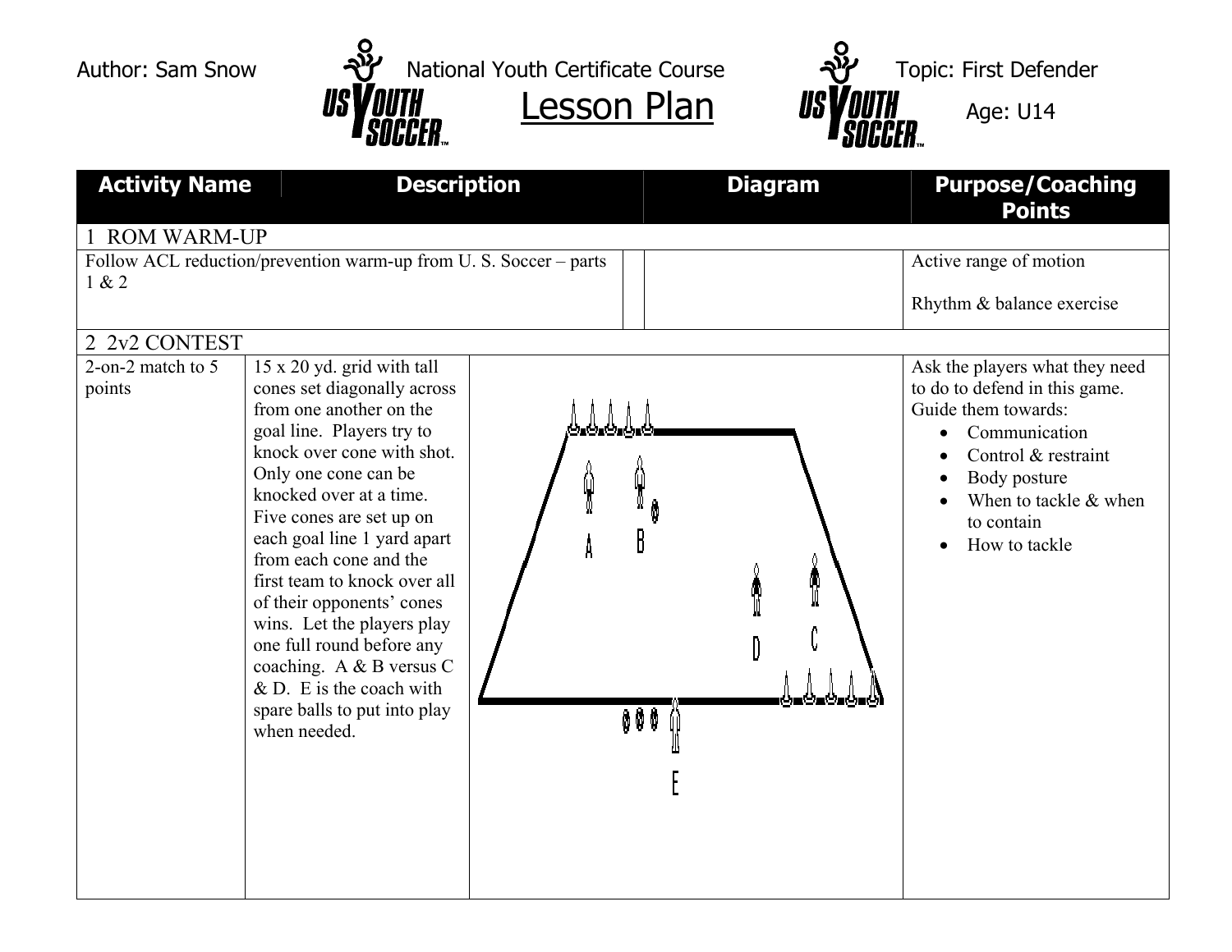Author: Sam Snow — National Youth Certificate Course — Topic: First Defender

# Lesson Plan

Age: U14

| Activity Name | Description | Diagram | Purpose/Coaching Points |
|---|---|---|---|
| **1 ROM WARM-UP** | | | |
| Follow ACL reduction/prevention warm-up from U. S. Soccer – parts 1 & 2 | | | Active range of motion<br><br>Rhythm & balance exercise |
| **2 2v2 CONTEST** | | | |
| 2-on-2 match to 5 points | 15 x 20 yd. grid with tall cones set diagonally across from one another on the goal line. Players try to knock over cone with shot. Only one cone can be knocked over at a time. Five cones are set up on each goal line 1 yard apart from each cone and the first team to knock over all of their opponents' cones wins. Let the players play one full round before any coaching. A & B versus C & D. E is the coach with spare balls to put into play when needed. | A B D C E | Ask the players what they need to do to defend in this game. Guide them towards:<br>• Communication<br>• Control & restraint<br>• Body posture<br>• When to tackle & when to contain<br>• How to tackle |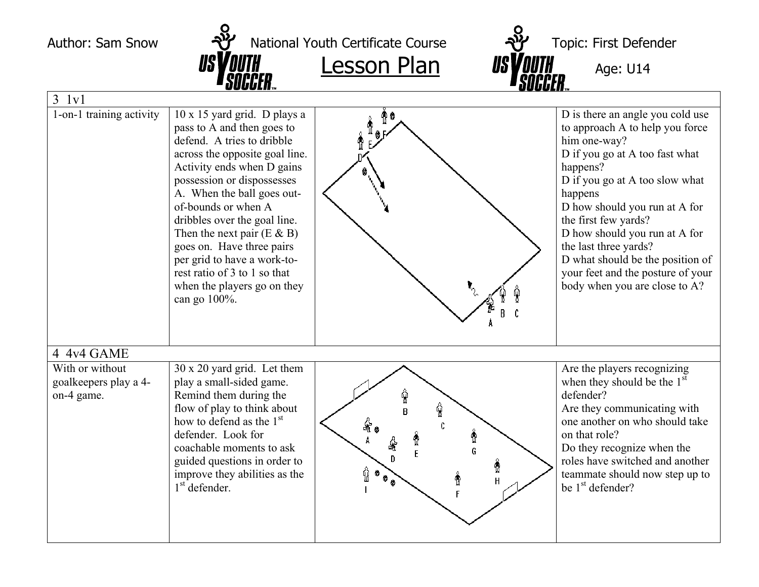Author: Sam Snow | National Youth Certificate Course | Topic: First Defender

# Lesson Plan

Age: U14

| | | | |
|---|---|---|---|
| **3 1v1** | | | |
| 1-on-1 training activity | 10 x 15 yard grid. D plays a pass to A and then goes to defend. A tries to dribble across the opposite goal line. Activity ends when D gains possession or dispossesses A. When the ball goes out-of-bounds or when A dribbles over the goal line. Then the next pair (E & B) goes on. Have three pairs per grid to have a work-to-rest ratio of 3 to 1 so that when the players go on they can go 100%. | | D is there an angle you cold use to approach A to help you force him one-way?<br>D if you go at A too fast what happens?<br>D if you go at A too slow what happens<br>D how should you run at A for the first few yards?<br>D how should you run at A for the last three yards?<br>D what should be the position of your feet and the posture of your body when you are close to A? |
| **4 4v4 GAME** | | | |
| With or without goalkeepers play a 4-on-4 game. | 30 x 20 yard grid. Let them play a small-sided game. Remind them during the flow of play to think about how to defend as the 1st defender. Look for coachable moments to ask guided questions in order to improve they abilities as the 1st defender. | | Are the players recognizing when they should be the 1st defender?<br>Are they communicating with one another on who should take on that role?<br>Do they recognize when the roles have switched and another teammate should now step up to be 1st defender? |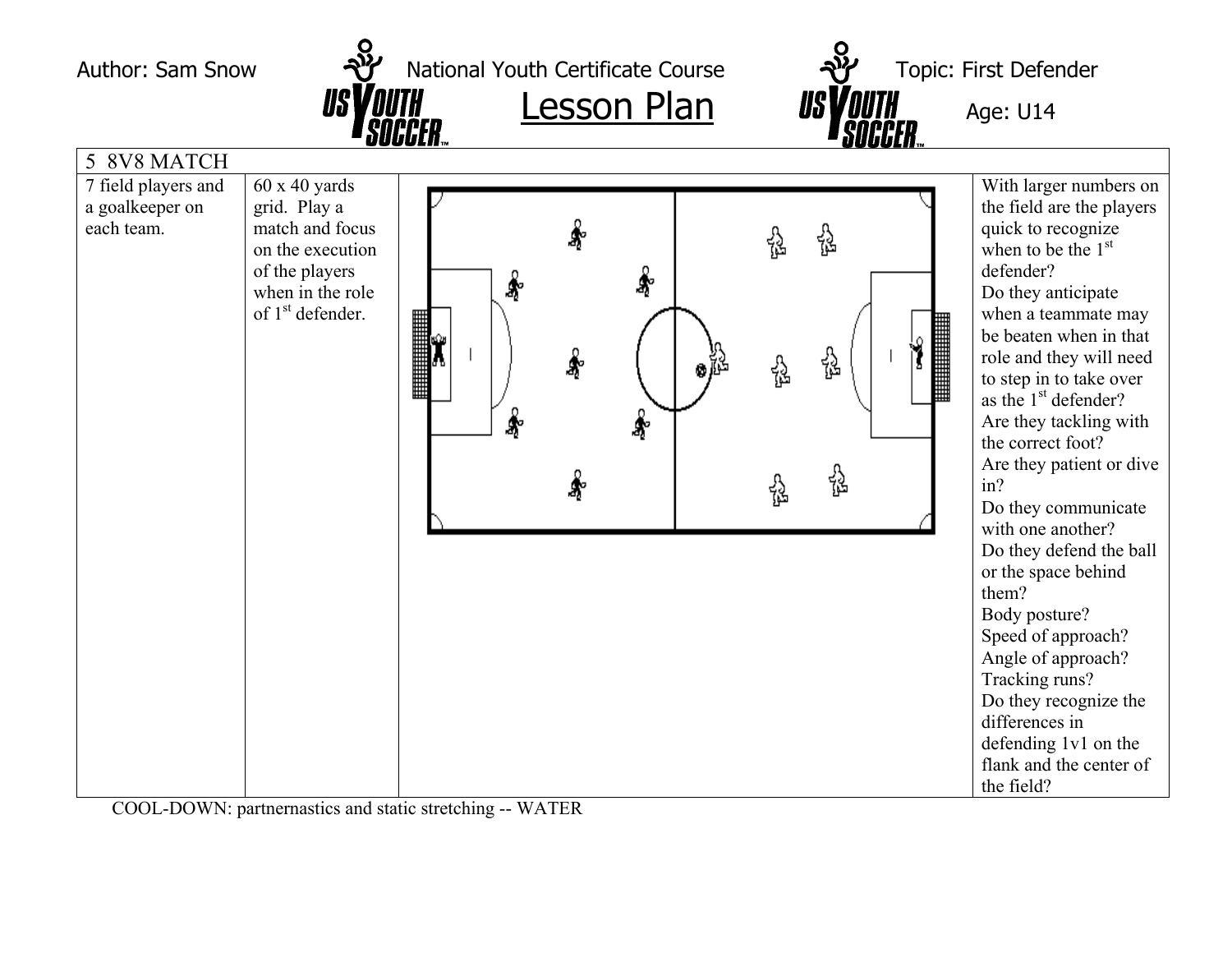Author: Sam Snow | National Youth Certificate Course | Topic: First Defender

# Lesson Plan

Age: U14

| 5 8V8 MATCH | | | |
|---|---|---|---|
| 7 field players and a goalkeeper on each team. | 60 x 40 yards grid. Play a match and focus on the execution of the players when in the role of 1st defender. | | With larger numbers on the field are the players quick to recognize when to be the 1st defender?<br>Do they anticipate when a teammate may be beaten when in that role and they will need to step in to take over as the 1st defender?<br>Are they tackling with the correct foot?<br>Are they patient or dive in?<br>Do they communicate with one another?<br>Do they defend the ball or the space behind them?<br>Body posture?<br>Speed of approach?<br>Angle of approach?<br>Tracking runs?<br>Do they recognize the differences in defending 1v1 on the flank and the center of the field? |

COOL-DOWN: partnernastics and static stretching -- WATER